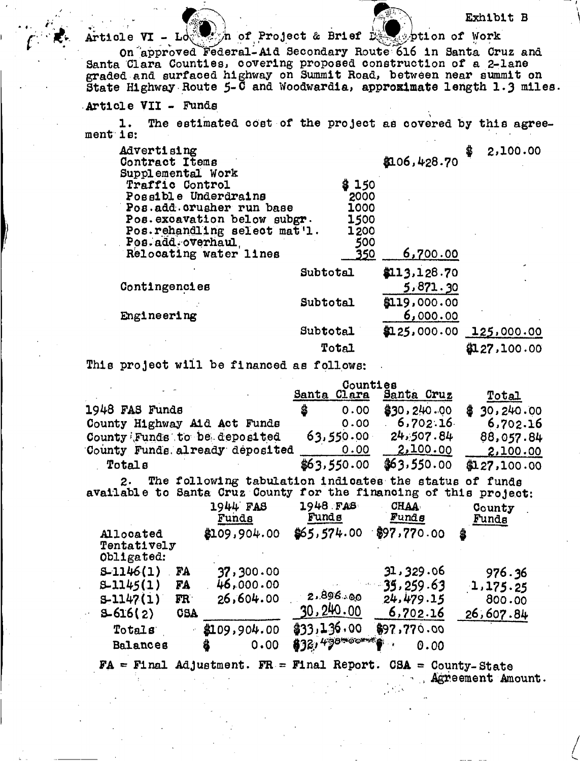Exhibit B

Article VI - Location of Project & Brief Description of Work

On approved Federal-Aid Secondary Route 616 in Santa Cruz and Santa Clara Counties, covering proposed construction of a 2-lane graded and surfaced highway on Summit Road, between near summit on State Highway Route 5-C and Woodwardia, approximate length 1.3 miles.

Article VII - Funds

1. The estimated cost of the project as covered by this agreement is:

| | | | |
|---|---|---|---|
| Advertising | | | $ 2,100.00 |
| Contract Items | | $106,428.70 | |
| Supplemental Work | | | |
| Traffic Control | $ 150 | | |
| Possible Underdrains | 2000 | | |
| Pos.add.crusher run base | 1000 | | |
| Pos.excavation below subgr. | 1500 | | |
| Pos.rehandling select mat'l. | 1200 | | |
| Pos.add.overhaul | 500 | | |
| Relocating water lines | 350 | 6,700.00 | |
| | Subtotal | $113,128.70 | |
| Contingencies | | 5,871.30 | |
| | Subtotal | $119,000.00 | |
| Engineering | | 6,000.00 | |
| | Subtotal | $125,000.00 | 125,000.00 |
| | Total | | $127,100.00 |

This project will be financed as follows:

| | Counties | | |
|---|---|---|---|
| | Santa Clara | Santa Cruz | Total |
| 1948 FAS Funds | $ 0.00 | $30,240.00 | $ 30,240.00 |
| County Highway Aid Act Funds | 0.00 | 6,702.16 | 6,702.16 |
| County Funds to be deposited | 63,550.00 | 24,507.84 | 88,057.84 |
| County Funds already deposited | 0.00 | 2,100.00 | 2,100.00 |
| Totals | $63,550.00 | $63,550.00 | $127,100.00 |

2. The following tabulation indicates the status of funds available to Santa Cruz County for the financing of this project:

| | | 1944 FAS Funds | 1948 FAS Funds | CHAA Funds | County Funds |
|---|---|---|---|---|---|
| Allocated Tentatively Obligated: | | $109,904.00 | $65,574.00 | $97,770.00 | $ |
| S-1146(1) | FA | 37,300.00 | | 31,329.06 | 976.36 |
| S-1145(1) | FA | 46,000.00 | | 35,259.63 | 1,175.25 |
| S-1147(1) | FR | 26,604.00 | 2,896.00 | 24,479.15 | 800.00 |
| S-616(2) | CSA | | 30,240.00 | 6,702.16 | 26,607.84 |
| Totals | | $109,904.00 | $33,136.00 | $97,770.00 | |
| Balances | | $ 0.00 | $32,438.00 | 0.00 | |

FA = Final Adjustment. FR = Final Report. CSA = County-State Agreement Amount.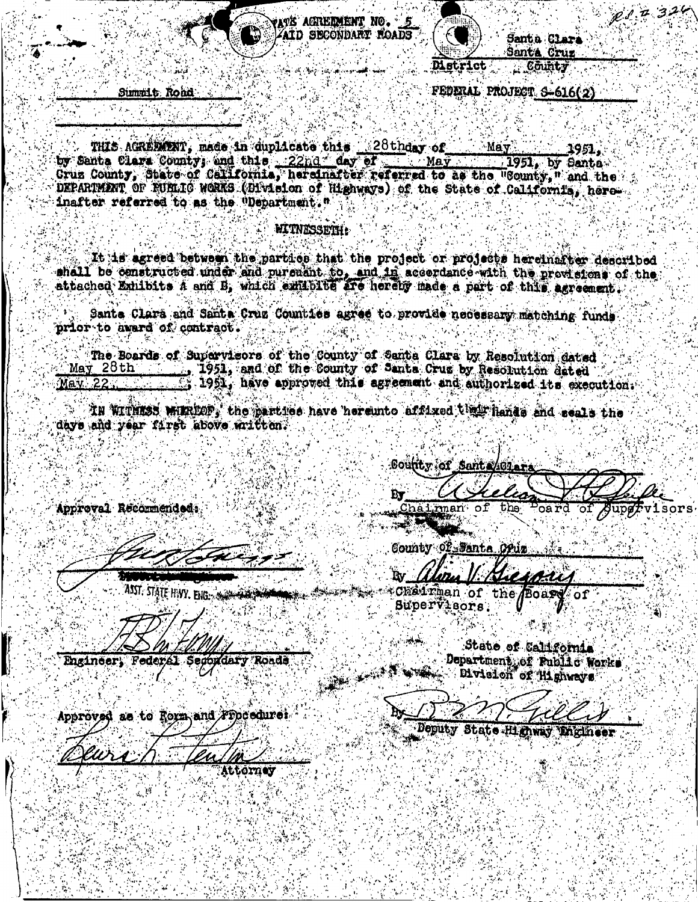STATE AGREEMENT NO. 5
AID SECONDARY ROADS

Santa Clara
Santa Cruz
District County

Summit Road

FEDERAL PROJECT S-616(2)

THIS AGREEMENT, made in duplicate this 28th day of May 1951, by Santa Clara County; and this 22nd day of May 1951, by Santa Cruz County, State of California, hereinafter referred to as the "County," and the DEPARTMENT OF PUBLIC WORKS (Division of Highways) of the State of California, hereinafter referred to as the "Department."

WITNESSETH:

It is agreed between the parties that the project or projects hereinafter described shall be constructed under and pursuant to, and in accordance with the provisions of the attached Exhibits A and B, which exhibits are hereby made a part of this agreement.

Santa Clara and Santa Cruz Counties agree to provide necessary matching funds prior to award of contract.

The Boards of Supervisors of the County of Santa Clara by Resolution dated May 28th, 1951, and of the County of Santa Cruz by Resolution dated May 22, 1951, have approved this agreement and authorized its execution.

IN WITNESS WHEREOF, the parties have hereunto affixed their hands and seals the days and year first above written.

County of Santa Clara

By ______________________
Chairman of the Board of Supervisors

County of Santa Cruz

By ______________________
Chairman of the Board of Supervisors.

State of California
Department of Public Works
Division of Highways

By ______________________
Deputy State Highway Engineer

Approval Recommended:

______________________
ASST. STATE HWY. ENG.

______________________
Engineer, Federal Secondary Roads

Approved as to Form and Procedure:

______________________
Attorney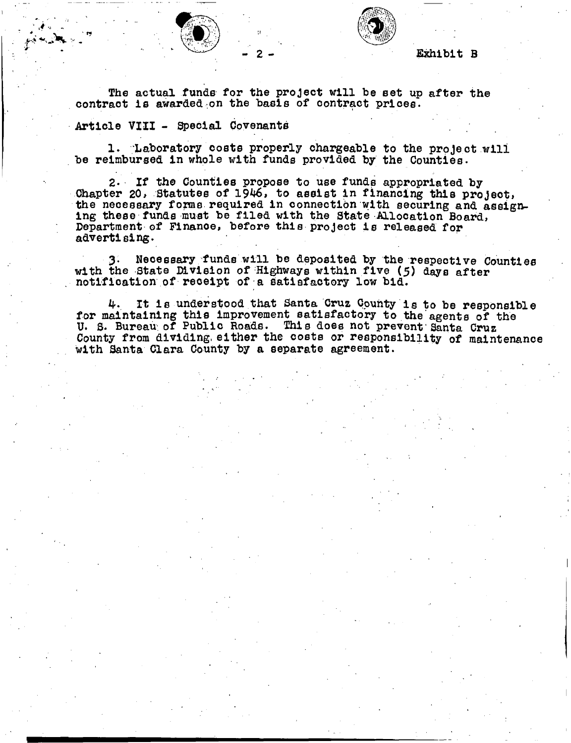Exhibit B

The actual funds for the project will be set up after the contract is awarded on the basis of contract prices.

Article VIII - Special Covenants

1. Laboratory costs properly chargeable to the project will be reimbursed in whole with funds provided by the Counties.

2. If the Counties propose to use funds appropriated by Chapter 20, Statutes of 1946, to assist in financing this project, the necessary forms required in connection with securing and assigning these funds must be filed with the State Allocation Board, Department of Finance, before this project is released for advertising.

3. Necessary funds will be deposited by the respective Counties with the State Division of Highways within five (5) days after notification of receipt of a satisfactory low bid.

4. It is understood that Santa Cruz County is to be responsible for maintaining this improvement satisfactory to the agents of the U. S. Bureau of Public Roads. This does not prevent Santa Cruz County from dividing either the costs or responsibility of maintenance with Santa Clara County by a separate agreement.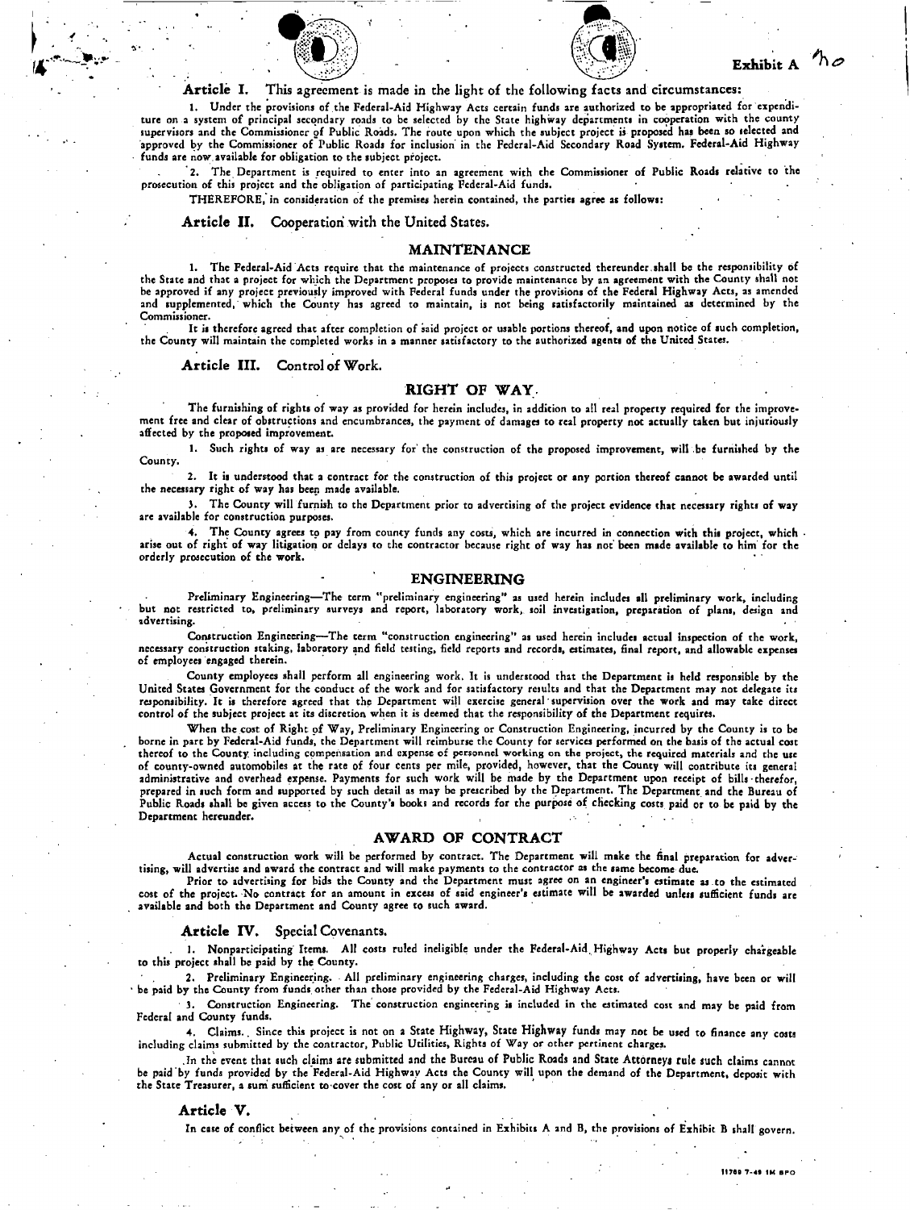**Exhibit A**

**Article I.** This agreement is made in the light of the following facts and circumstances:

1. Under the provisions of the Federal-Aid Highway Acts certain funds are authorized to be appropriated for expenditure on a system of principal secondary roads to be selected by the State highway departments in cooperation with the county supervisors and the Commissioner of Public Roads. The route upon which the subject project is proposed has been so selected and approved by the Commissioner of Public Roads for inclusion in the Federal-Aid Secondary Road System. Federal-Aid Highway funds are now available for obligation to the subject project.

2. The Department is required to enter into an agreement with the Commissioner of Public Roads relative to the prosecution of this project and the obligation of participating Federal-Aid funds.

THEREFORE, in consideration of the premises herein contained, the parties agree as follows:

**Article II.** Cooperation with the United States.

## MAINTENANCE

1. The Federal-Aid Acts require that the maintenance of projects constructed thereunder shall be the responsibility of the State and that a project for which the Department proposes to provide maintenance by an agreement with the County shall not be approved if any project previously improved with Federal funds under the provisions of the Federal Highway Acts, as amended and supplemented, which the County has agreed to maintain, is not being satisfactorily maintained as determined by the Commissioner.

It is therefore agreed that after completion of said project or usable portions thereof, and upon notice of such completion, the County will maintain the completed works in a manner satisfactory to the authorized agents of the United States.

**Article III.** Control of Work.

## RIGHT OF WAY

The furnishing of rights of way as provided for herein includes, in addition to all real property required for the improvement free and clear of obstructions and encumbrances, the payment of damages to real property not actually taken but injuriously affected by the proposed improvement.

1. Such rights of way as are necessary for the construction of the proposed improvement, will be furnished by the County.

2. It is understood that a contract for the construction of this project or any portion thereof cannot be awarded until the necessary right of way has been made available.

3. The County will furnish to the Department prior to advertising of the project evidence that necessary rights of way are available for construction purposes.

4. The County agrees to pay from county funds any costs, which are incurred in connection with this project, which arise out of right of way litigation or delays to the contractor because right of way has not been made available to him for the orderly prosecution of the work.

## ENGINEERING

Preliminary Engineering—The term "preliminary engineering" as used herein includes all preliminary work, including but not restricted to, preliminary surveys and report, laboratory work, soil investigation, preparation of plans, design and advertising.

Construction Engineering—The term "construction engineering" as used herein includes actual inspection of the work, necessary construction staking, laboratory and field testing, field reports and records, estimates, final report, and allowable expenses of employees engaged therein.

County employees shall perform all engineering work. It is understood that the Department is held responsible by the United States Government for the conduct of the work and for satisfactory results and that the Department may not delegate its responsibility. It is therefore agreed that the Department will exercise general supervision over the work and may take direct control of the subject project at its discretion when it is deemed that the responsibility of the Department requires.

When the cost of Right of Way, Preliminary Engineering or Construction Engineering, incurred by the County is to be borne in part by Federal-Aid funds, the Department will reimburse the County for services performed on the basis of the actual cost thereof to the County including compensation and expense of personnel working on the project, the required materials and the use of county-owned automobiles at the rate of four cents per mile, provided, however, that the County will contribute its general administrative and overhead expense. Payments for such work will be made by the Department upon receipt of bills therefor, prepared in such form and supported by such detail as may be prescribed by the Department. The Department and the Bureau of Public Roads shall be given access to the County's books and records for the purpose of checking costs paid or to be paid by the Department hereunder.

## AWARD OF CONTRACT

Actual construction work will be performed by contract. The Department will make the final preparation for advertising, will advertise and award the contract and will make payments to the contractor as the same become due.

Prior to advertising for bids the County and the Department must agree on an engineer's estimate as to the estimated cost of the project. No contract for an amount in excess of said engineer's estimate will be awarded unless sufficient funds are available and both the Department and County agree to such award.

**Article IV.** Special Covenants.

1. Nonparticipating Items. All costs ruled ineligible under the Federal-Aid Highway Acts but properly chargeable to this project shall be paid by the County.

2. Preliminary Engineering. All preliminary engineering charges, including the cost of advertising, have been or will be paid by the County from funds other than those provided by the Federal-Aid Highway Acts.

3. Construction Engineering. The construction engineering is included in the estimated cost and may be paid from Federal and County funds.

4. Claims. Since this project is not on a State Highway, State Highway funds may not be used to finance any costs including claims submitted by the contractor, Public Utilities, Rights of Way or other pertinent charges.

In the event that such claims are submitted and the Bureau of Public Roads and State Attorneys rule such claims cannot be paid by funds provided by the Federal-Aid Highway Acts the County will upon the demand of the Department, deposit with the State Treasurer, a sum sufficient to cover the cost of any or all claims.

**Article V.**

In case of conflict between any of the provisions contained in Exhibits A and B, the provisions of Exhibit B shall govern.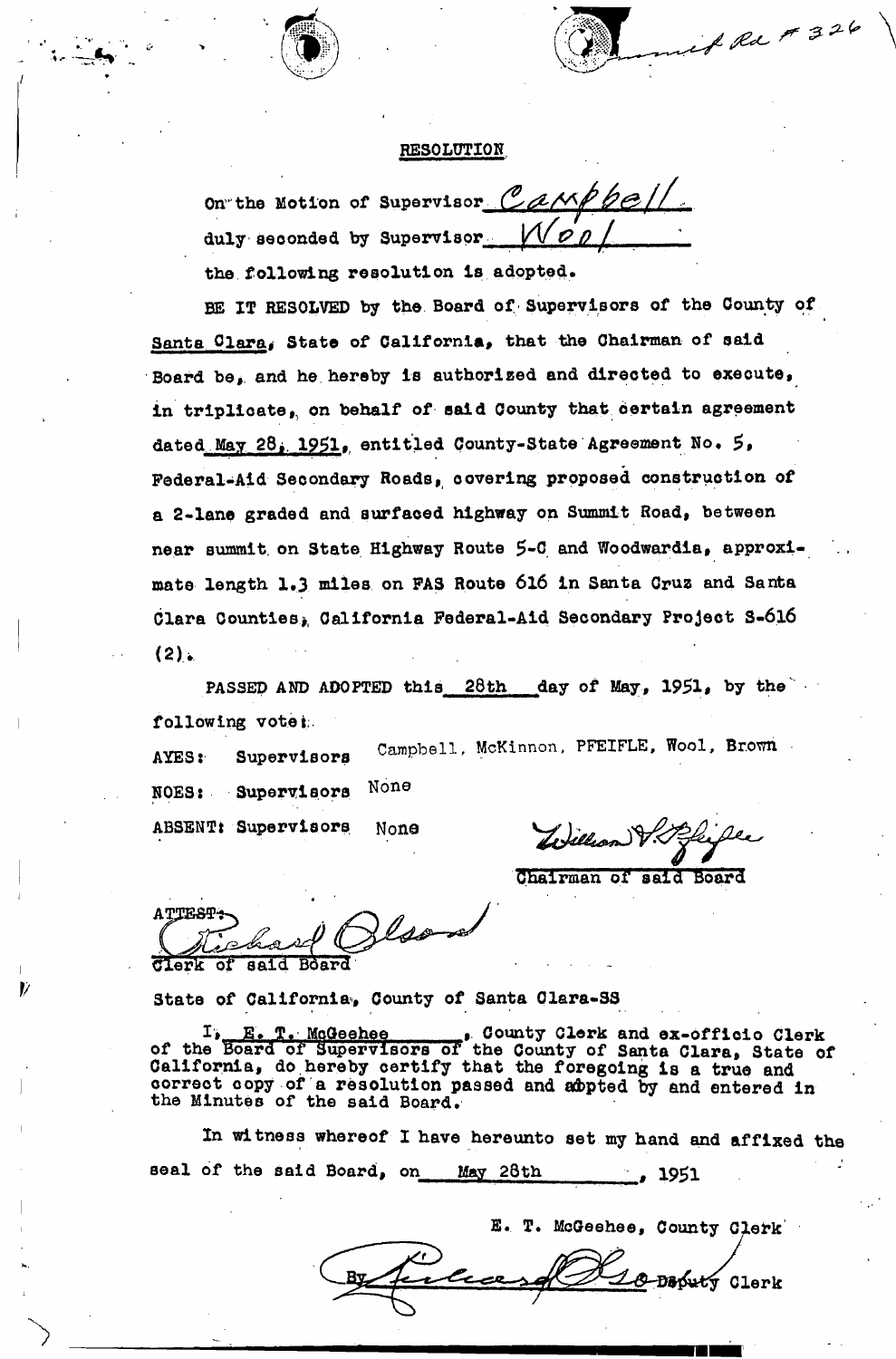Summit Rd #326

## RESOLUTION

On the Motion of Supervisor Campbell

duly seconded by Supervisor Wool

the following resolution is adopted.

BE IT RESOLVED by the Board of Supervisors of the County of Santa Clara, State of California, that the Chairman of said Board be, and he hereby is authorized and directed to execute, in triplicate, on behalf of said County that certain agreement dated May 28, 1951, entitled County-State Agreement No. 5, Federal-Aid Secondary Roads, covering proposed construction of a 2-lane graded and surfaced highway on Summit Road, between near summit on State Highway Route 5-C and Woodwardia, approximate length 1.3 miles on FAS Route 616 in Santa Cruz and Santa Clara Counties, California Federal-Aid Secondary Project S-616 (2).

PASSED AND ADOPTED this 28th day of May, 1951, by the following vote:

AYES: Supervisors Campbell, McKinnon, PFEIFLE, Wool, Brown

NOES: Supervisors None

ABSENT: Supervisors None

William V. Pfeifle

Chairman of said Board

ATTEST:

Richard Olson

Clerk of said Board

State of California, County of Santa Clara-SS

I, E. T. McGeehee, County Clerk and ex-officio Clerk of the Board of Supervisors of the County of Santa Clara, State of California, do hereby certify that the foregoing is a true and correct copy of a resolution passed and adopted by and entered in the Minutes of the said Board.

In witness whereof I have hereunto set my hand and affixed the seal of the said Board, on May 28th, 1951

E. T. McGeehee, County Clerk

By Richard Olson Deputy Clerk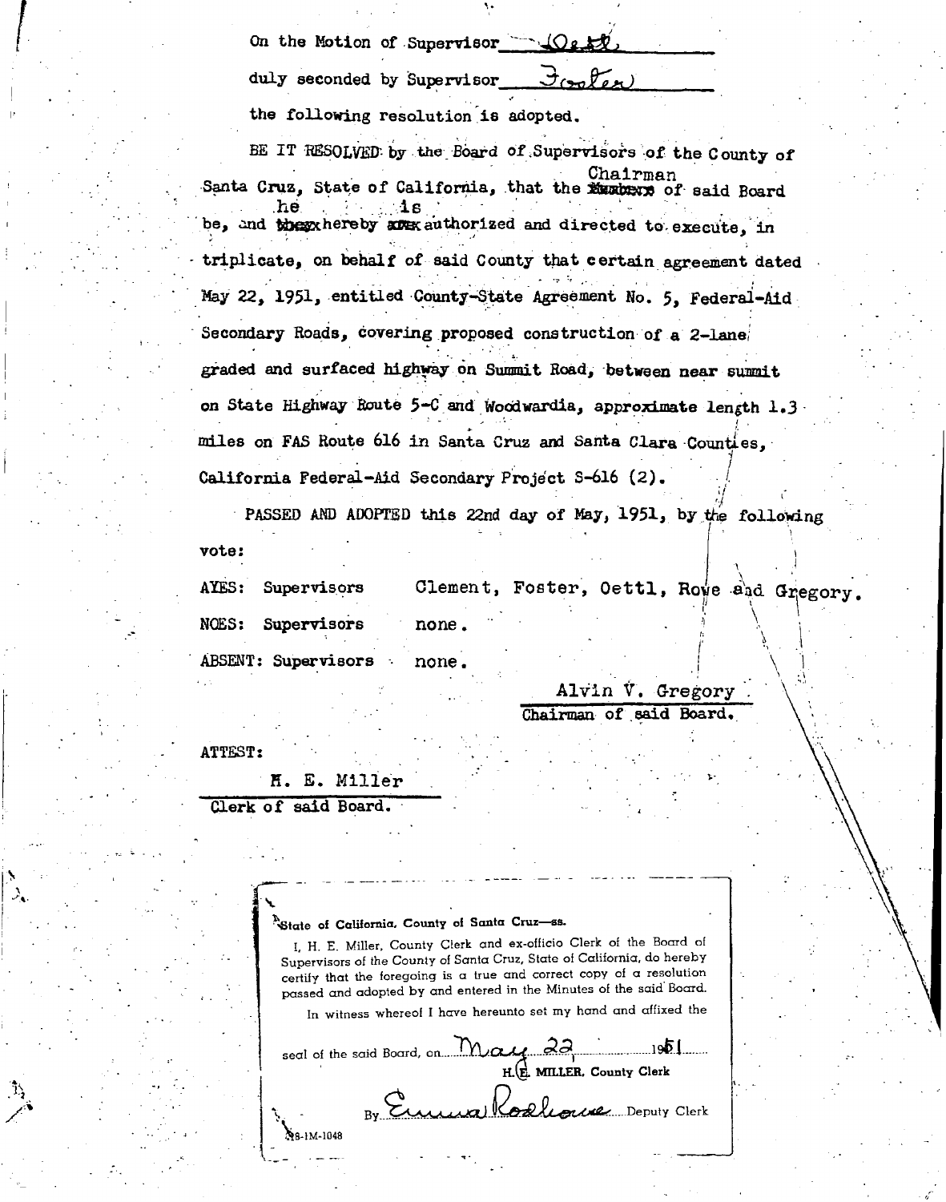On the Motion of Supervisor Oettl

duly seconded by Supervisor Foster

the following resolution is adopted.

BE IT RESOLVED by the Board of Supervisors of the County of Santa Cruz, State of California, that the Chairman of said Board be, and he is hereby authorized and directed to execute, in triplicate, on behalf of said County that certain agreement dated May 22, 1951, entitled County-State Agreement No. 5, Federal-Aid Secondary Roads, covering proposed construction of a 2-lane graded and surfaced highway on Summit Road, between near summit on State Highway Route 5-C and Woodwardia, approximate length 1.3 miles on FAS Route 616 in Santa Cruz and Santa Clara Counties, California Federal-Aid Secondary Project S-616 (2).

PASSED AND ADOPTED this 22nd day of May, 1951, by the following vote:

AYES: Supervisors Clement, Foster, Oettl, Rowe and Gregory.

NOES: Supervisors none.

ABSENT: Supervisors none.

Alvin V. Gregory
Chairman of said Board.

ATTEST:

H. E. Miller
Clerk of said Board.

State of California, County of Santa Cruz—ss.

I, H. E. Miller, County Clerk and ex-officio Clerk of the Board of Supervisors of the County of Santa Cruz, State of California, do hereby certify that the foregoing is a true and correct copy of a resolution passed and adopted by and entered in the Minutes of the said Board.

In witness whereof I have hereunto set my hand and affixed the seal of the said Board, on May 22 1951

H. E. MILLER, County Clerk

By Emma Rodhouse Deputy Clerk

38-1M-1048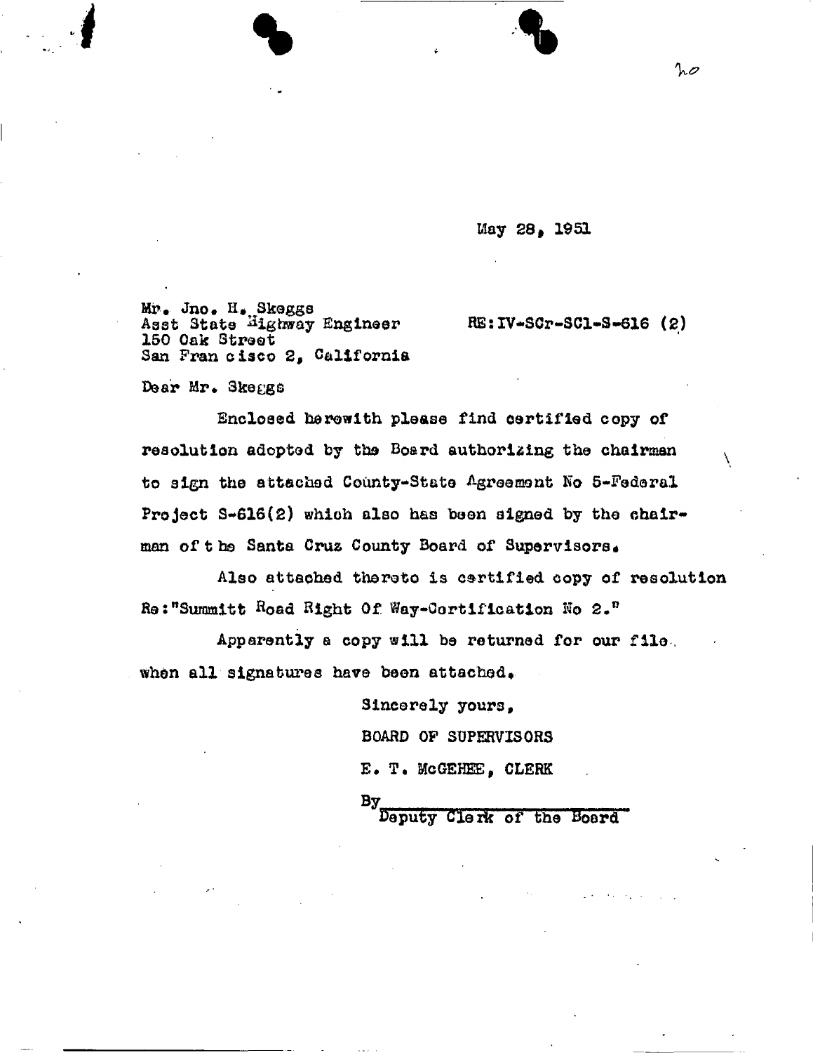May 28, 1951

Mr. Jno. H. Skeggs
Asst State Highway Engineer
150 Oak Street
San Francisco 2, California

RE:IV-SCr-SCl-S-616 (2)

Dear Mr. Skeggs

Enclosed herewith please find certified copy of resolution adopted by the Board authorizing the chairman to sign the attached County-State Agreement No 5-Federal Project S-616(2) which also has been signed by the chairman of the Santa Cruz County Board of Supervisors.

Also attached thereto is certified copy of resolution Re:"Summitt Road Right Of Way-Certification No 2."

Apparently a copy will be returned for our file when all signatures have been attached.

Sincerely yours,

BOARD OF SUPERVISORS

E. T. McGEHEE, CLERK

By\_\_\_\_\_\_\_\_\_\_\_\_\_\_\_\_\_\_\_\_
Deputy Clerk of the Board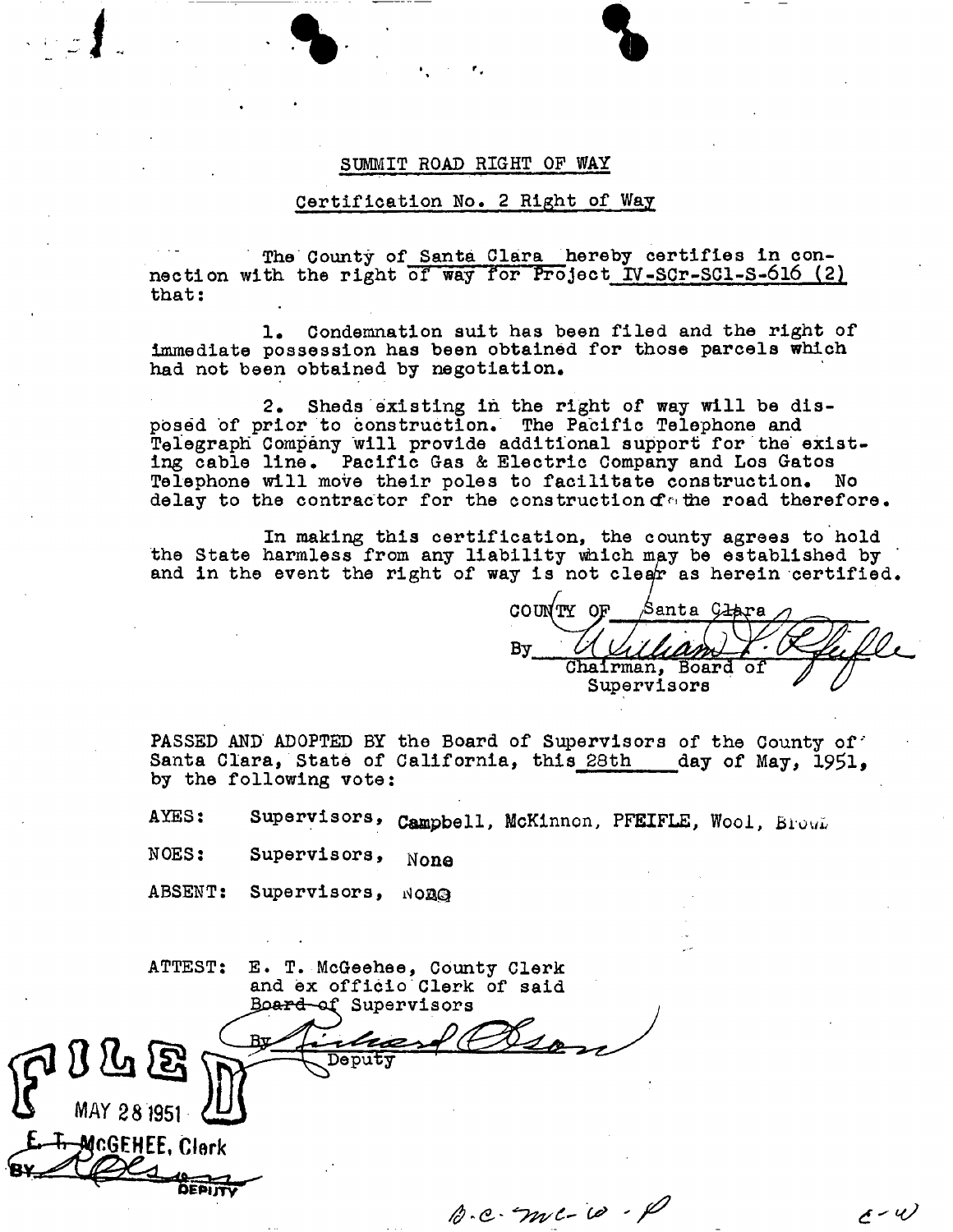SUMMIT ROAD RIGHT OF WAY

Certification No. 2 Right of Way

The County of Santa Clara hereby certifies in connection with the right of way for Project IV-SCr-SCl-S-616 (2) that:

1. Condemnation suit has been filed and the right of immediate possession has been obtained for those parcels which had not been obtained by negotiation.

2. Sheds existing in the right of way will be disposed of prior to construction. The Pacific Telephone and Telegraph Company will provide additional support for the existing cable line. Pacific Gas & Electric Company and Los Gatos Telephone will move their poles to facilitate construction. No delay to the contractor for the construction of the road therefore.

In making this certification, the county agrees to hold the State harmless from any liability which may be established by and in the event the right of way is not clear as herein certified.

COUNTY OF Santa Clara

By *William P. Pfeifle*
Chairman, Board of Supervisors

PASSED AND ADOPTED BY the Board of Supervisors of the County of Santa Clara, State of California, this 28th day of May, 1951, by the following vote:

AYES: Supervisors, Campbell, McKinnon, PFEIFLE, Wool, Brown

NOES: Supervisors, None

ABSENT: Supervisors, None

ATTEST: E. T. McGeehee, County Clerk and ex officio Clerk of said ~~Board of~~ Supervisors

By *Richard Olson*
Deputy

FILED
MAY 28 1951
E. T. McGEHEE, Clerk
BY *R Olson*
DEPUTY

B.C. Mc-W-P

C-W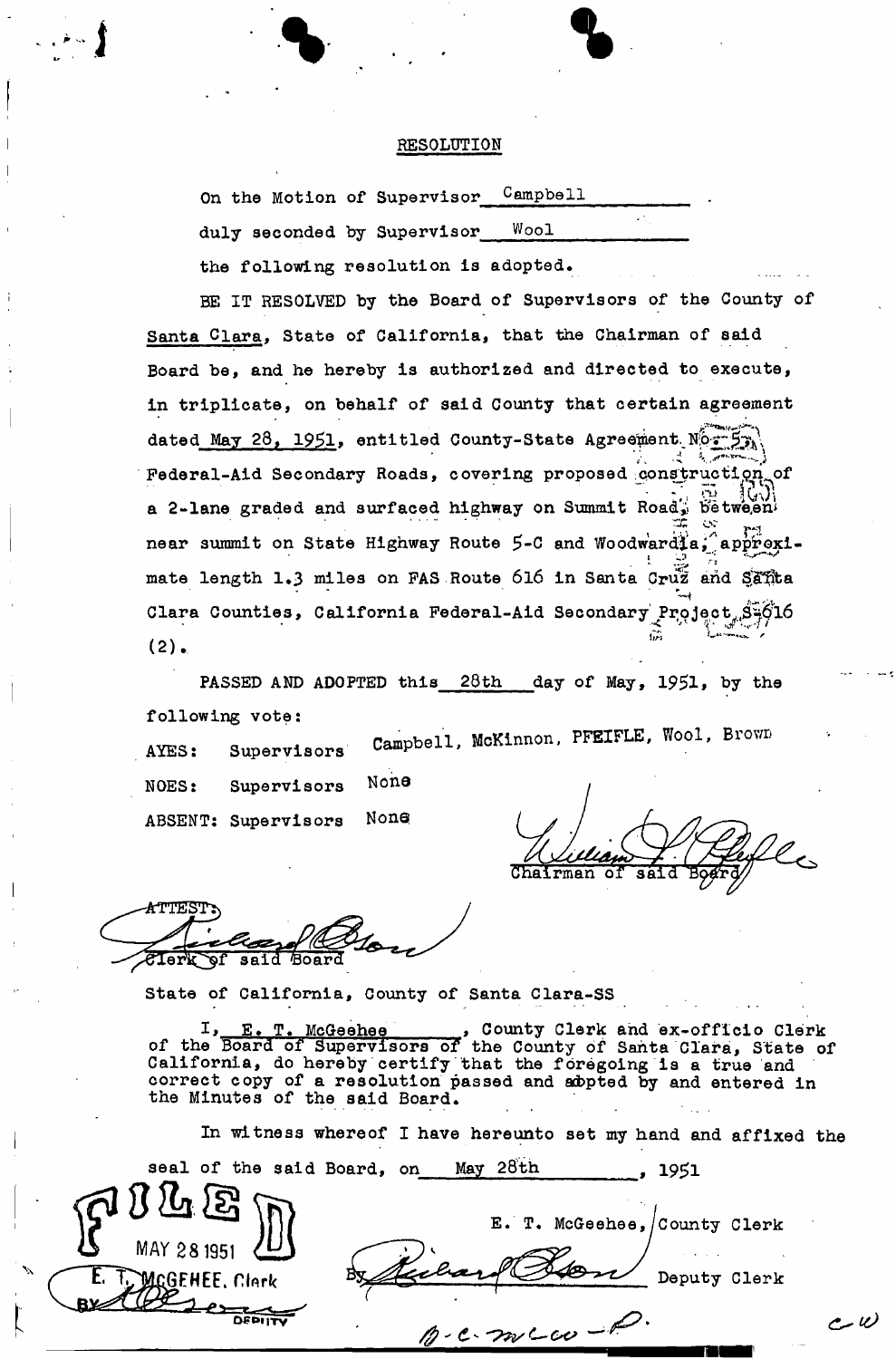# RESOLUTION

On the Motion of Supervisor Campbell

duly seconded by Supervisor Wool

the following resolution is adopted.

BE IT RESOLVED by the Board of Supervisors of the County of Santa Clara, State of California, that the Chairman of said Board be, and he hereby is authorized and directed to execute, in triplicate, on behalf of said County that certain agreement dated May 28, 1951, entitled County-State Agreement No. 5, Federal-Aid Secondary Roads, covering proposed construction of a 2-lane graded and surfaced highway on Summit Road, between near summit on State Highway Route 5-C and Woodwardia, approximate length 1.3 miles on FAS Route 616 in Santa Cruz and Santa Clara Counties, California Federal-Aid Secondary Project S-616 (2).

PASSED AND ADOPTED this 28th day of May, 1951, by the following vote:

AYES: Supervisors Campbell, McKinnon, PFEIFLE, Wool, Brown

NOES: Supervisors None

ABSENT: Supervisors None

William F. Pfeifle
Chairman of said Board

ATTEST:
Richard Olson
Clerk of said Board

State of California, County of Santa Clara-SS

I, E. T. McGeehee, County Clerk and ex-officio Clerk of the Board of Supervisors of the County of Santa Clara, State of California, do hereby certify that the foregoing is a true and correct copy of a resolution passed and adopted by and entered in the Minutes of the said Board.

In witness whereof I have hereunto set my hand and affixed the seal of the said Board, on May 28th, 1951

E. T. McGeehee, County Clerk

By Richard Olson Deputy Clerk

FILED
MAY 28 1951
E. T. McGEHEE, Clerk
BY [signature] DEPUTY

B-C-McW-P.

C-W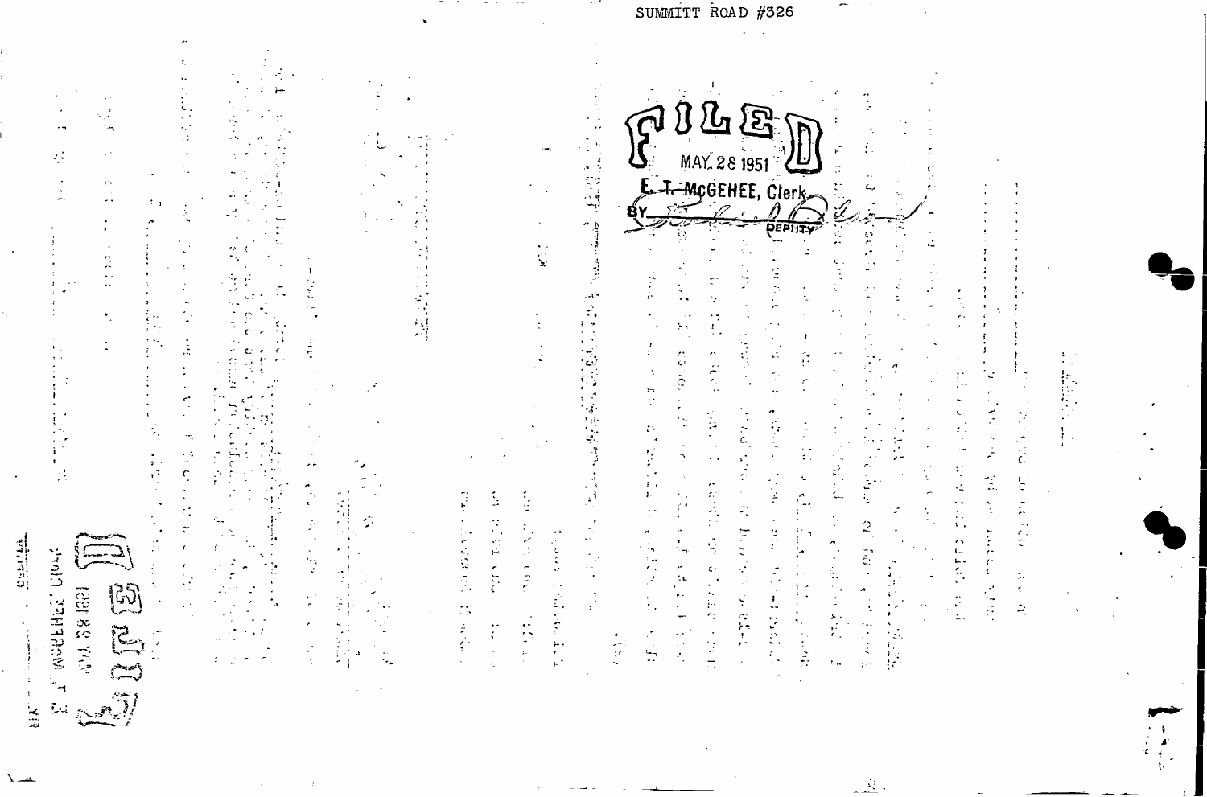SUMMITT ROAD #326

FILED

MAY 28 1951

E. T. McGEHEE, Clerk

BY ________ DEPUTY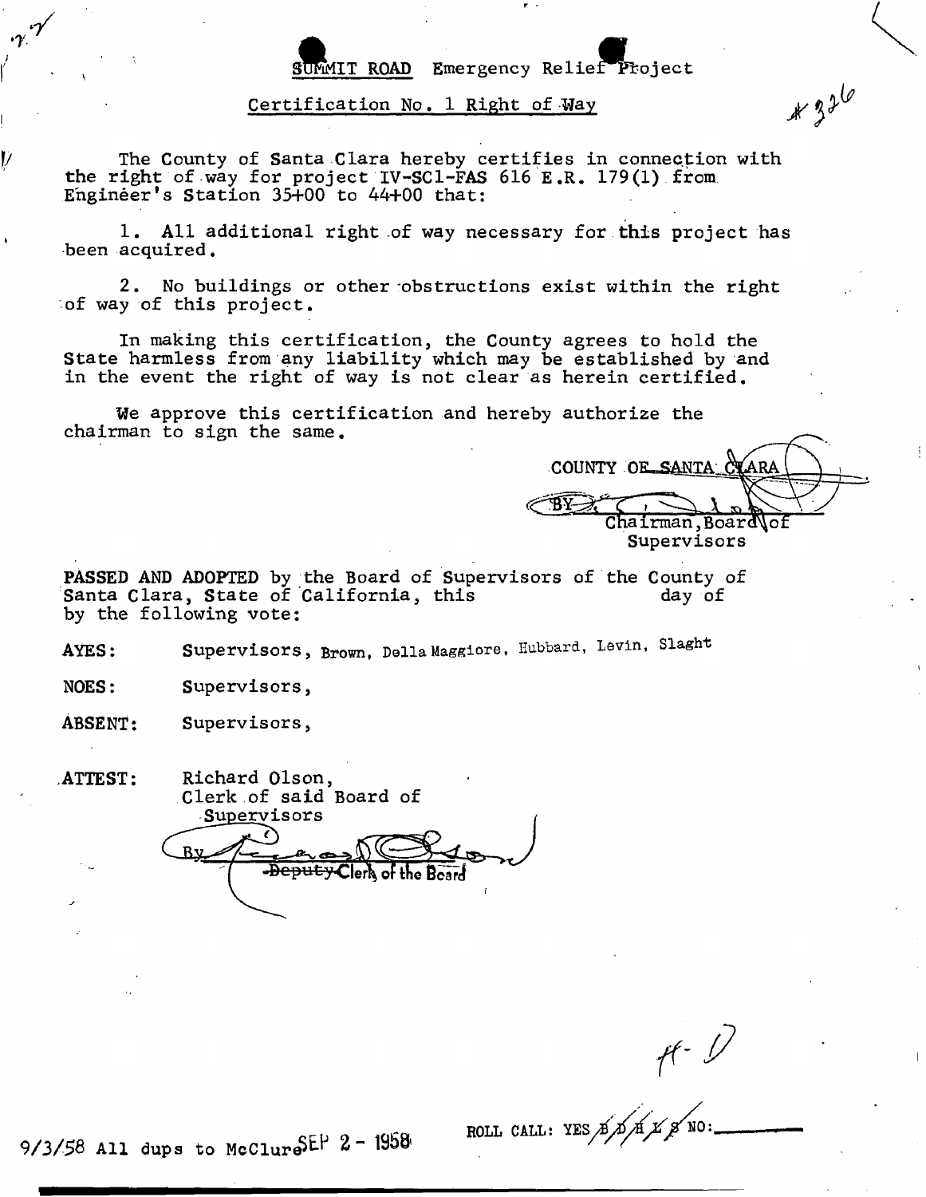**SUMMIT ROAD** Emergency Relief Project

Certification No. 1 Right of Way

#326

The County of Santa Clara hereby certifies in connection with the right of way for project IV-SCl-FAS 616 E.R. 179(1) from Engineer's Station 35+00 to 44+00 that:

1. All additional right of way necessary for this project has been acquired.

2. No buildings or other obstructions exist within the right of way of this project.

In making this certification, the County agrees to hold the State harmless from any liability which may be established by and in the event the right of way is not clear as herein certified.

We approve this certification and hereby authorize the chairman to sign the same.

COUNTY OF SANTA CLARA

BY ______________________
Chairman, Board of Supervisors

**PASSED AND ADOPTED** by the Board of Supervisors of the County of Santa Clara, State of California, this day of by the following vote:

**AYES:** Supervisors, Brown, Della Maggiore, Hubbard, Levin, Slaght

**NOES:** Supervisors,

**ABSENT:** Supervisors,

**ATTEST:** Richard Olson, Clerk of said Board of Supervisors

By ______________________
Deputy Clerk of the Board

H-D

9/3/58 All dups to McClure SEP 2 - 1958

ROLL CALL: YES B D H L S NO: ________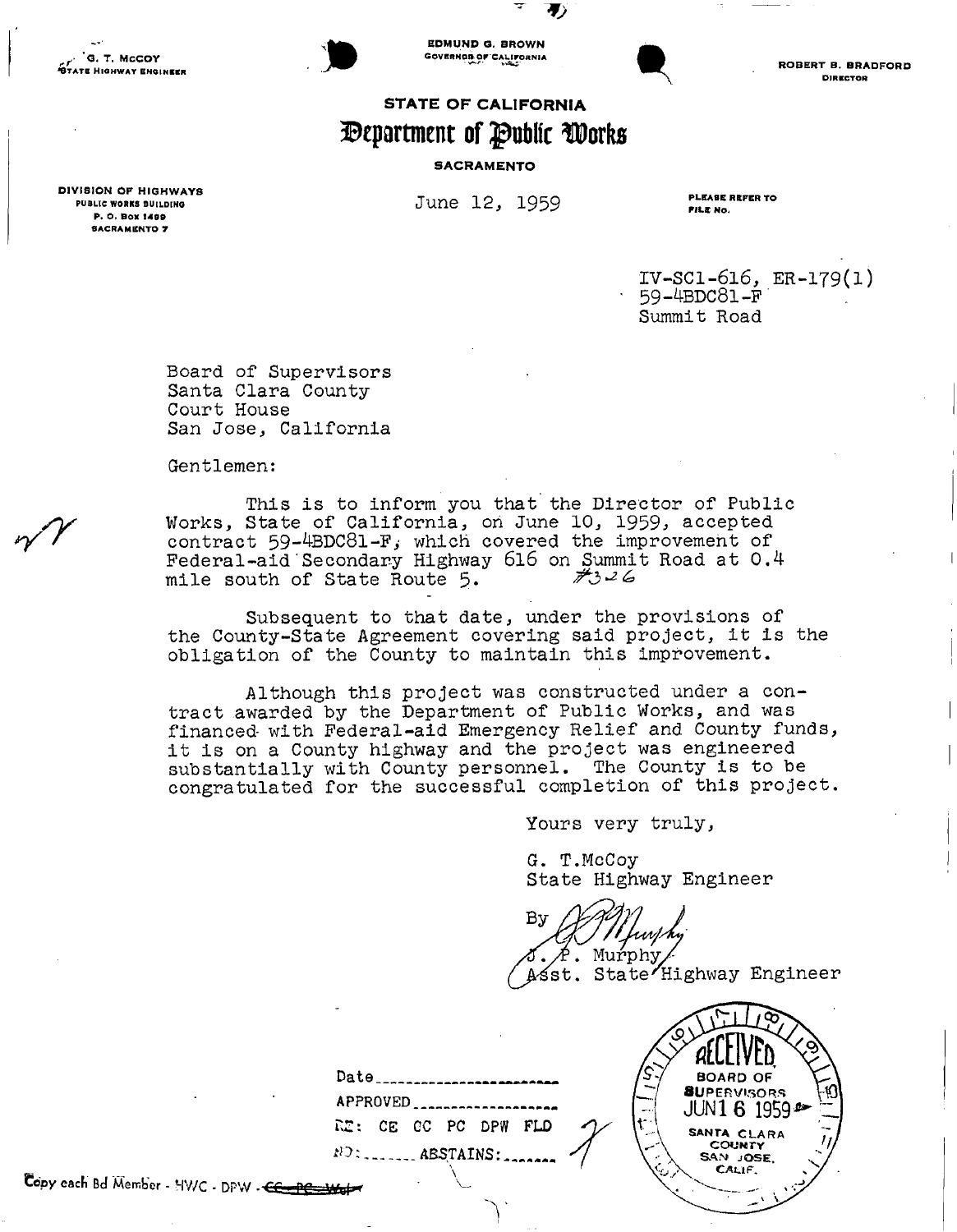G. T. McCOY
STATE HIGHWAY ENGINEER

EDMUND G. BROWN
GOVERNOR OF CALIFORNIA

ROBERT B. BRADFORD
DIRECTOR

**STATE OF CALIFORNIA**

# Department of Public Works

**SACRAMENTO**

DIVISION OF HIGHWAYS
PUBLIC WORKS BUILDING
P. O. BOX 1499
SACRAMENTO 7

June 12, 1959

PLEASE REFER TO FILE NO.

IV-SCl-616, ER-179(1)
59-4BDC81-F
Summit Road

Board of Supervisors
Santa Clara County
Court House
San Jose, California

Gentlemen:

This is to inform you that the Director of Public Works, State of California, on June 10, 1959, accepted contract 59-4BDC81-F, which covered the improvement of Federal-aid Secondary Highway 616 on Summit Road at 0.4 mile south of State Route 5. #326

Subsequent to that date, under the provisions of the County-State Agreement covering said project, it is the obligation of the County to maintain this improvement.

Although this project was constructed under a contract awarded by the Department of Public Works, and was financed with Federal-aid Emergency Relief and County funds, it is on a County highway and the project was engineered substantially with County personnel. The County is to be congratulated for the successful completion of this project.

Yours very truly,

G. T. McCoy
State Highway Engineer

By J. P. Murphy
Asst. State Highway Engineer

Date ____________
APPROVED ____________
RE: CE CC PC DPW FLD
NO: ______ ABSTAINS: ______

RECEIVED
BOARD OF SUPERVISORS
JUN 16 1959
SANTA CLARA COUNTY
SAN JOSE, CALIF.

Copy each Bd Member - HW/C - DPW - ~~CC - PC - Wat~~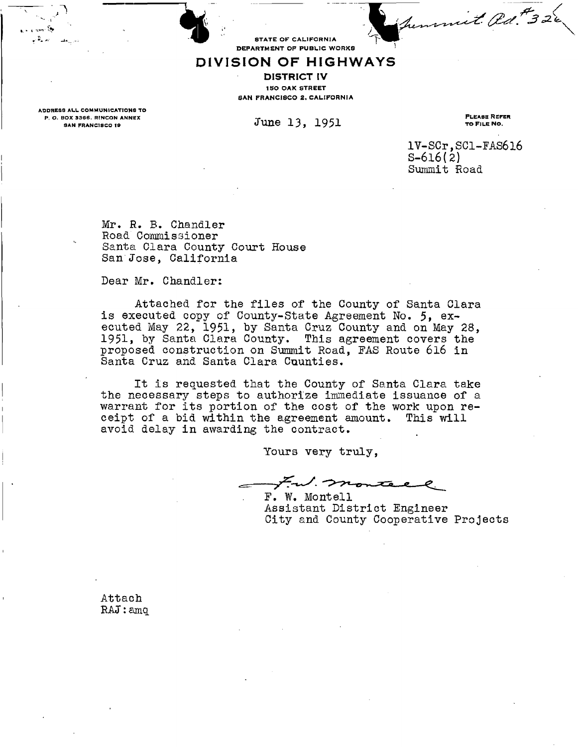Summit Rd. #326

STATE OF CALIFORNIA
DEPARTMENT OF PUBLIC WORKS

# DIVISION OF HIGHWAYS

**DISTRICT IV**
150 OAK STREET
SAN FRANCISCO 2, CALIFORNIA

ADDRESS ALL COMMUNICATIONS TO
P. O. BOX 3366, RINCON ANNEX
SAN FRANCISCO 19

June 13, 1951

PLEASE REFER TO FILE NO.

IV-SCr,SCl-FAS616
S-616(2)
Summit Road

Mr. R. B. Chandler
Road Commissioner
Santa Clara County Court House
San Jose, California

Dear Mr. Chandler:

Attached for the files of the County of Santa Clara is executed copy of County-State Agreement No. 5, executed May 22, 1951, by Santa Cruz County and on May 28, 1951, by Santa Clara County. This agreement covers the proposed construction on Summit Road, FAS Route 616 in Santa Cruz and Santa Clara Counties.

It is requested that the County of Santa Clara take the necessary steps to authorize immediate issuance of a warrant for its portion of the cost of the work upon receipt of a bid within the agreement amount. This will avoid delay in awarding the contract.

Yours very truly,

F. W. Montell

F. W. Montell
Assistant District Engineer
City and County Cooperative Projects

Attach
RAJ:amq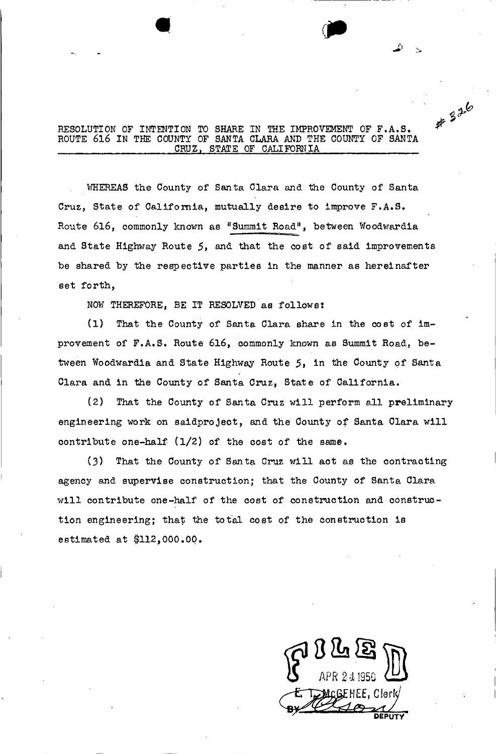\# 326

# RESOLUTION OF INTENTION TO SHARE IN THE IMPROVEMENT OF F.A.S. ROUTE 616 IN THE COUNTY OF SANTA CLARA AND THE COUNTY OF SANTA CRUZ, STATE OF CALIFORNIA

WHEREAS the County of Santa Clara and the County of Santa Cruz, State of California, mutually desire to improve F.A.S. Route 616, commonly known as "Summit Road", between Woodwardia and State Highway Route 5, and that the cost of said improvements be shared by the respective parties in the manner as hereinafter set forth,

NOW THEREFORE, BE IT RESOLVED as follows:

(1) That the County of Santa Clara share in the cost of improvement of F.A.S. Route 616, commonly known as Summit Road, between Woodwardia and State Highway Route 5, in the County of Santa Clara and in the County of Santa Cruz, State of California.

(2) That the County of Santa Cruz will perform all preliminary engineering work on saidproject, and the County of Santa Clara will contribute one-half (1/2) of the cost of the same.

(3) That the County of Santa Cruz will act as the contracting agency and supervise construction; that the County of Santa Clara will contribute one-half of the cost of construction and construction engineering; that the total cost of the construction is estimated at $112,000.00.

FILED
APR 24 1950
E. T. McGEHEE, Clerk
BY [signature] DEPUTY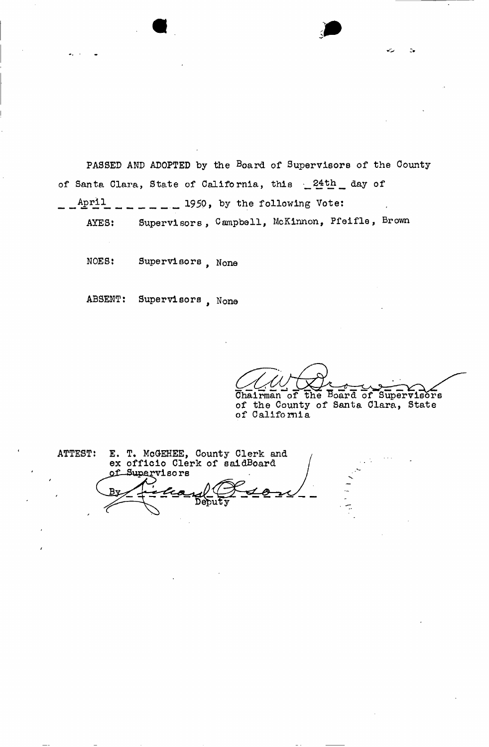PASSED AND ADOPTED by the Board of Supervisors of the County of Santa Clara, State of California, this 24th day of April 1950, by the following Vote:

AYES: Supervisors, Campbell, McKinnon, Pfeifle, Brown

NOES: Supervisors, None

ABSENT: Supervisors, None

Chairman of the Board of Supervisors of the County of Santa Clara, State of California

ATTEST: E. T. McGEHEE, County Clerk and ex officio Clerk of said Board of Supervisors

By _______________ Deputy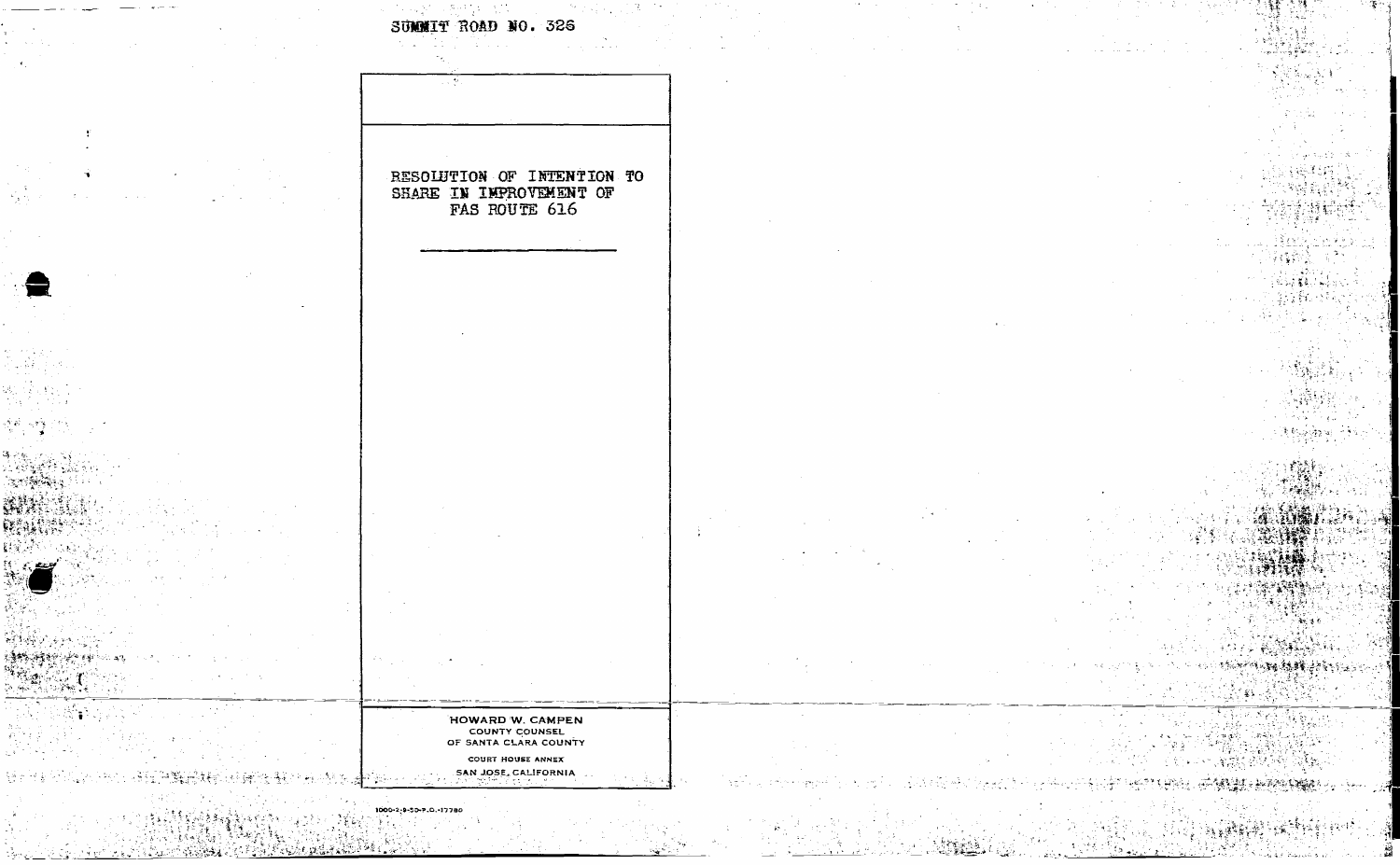SUMMIT ROAD NO. 326

RESOLUTION OF INTENTION TO SHARE IN IMPROVEMENT OF FAS ROUTE 616

---

HOWARD W. CAMPEN
COUNTY COUNSEL
OF SANTA CLARA COUNTY

COURT HOUSE ANNEX
SAN JOSE, CALIFORNIA

1000-2-9-50-P.O.-17780